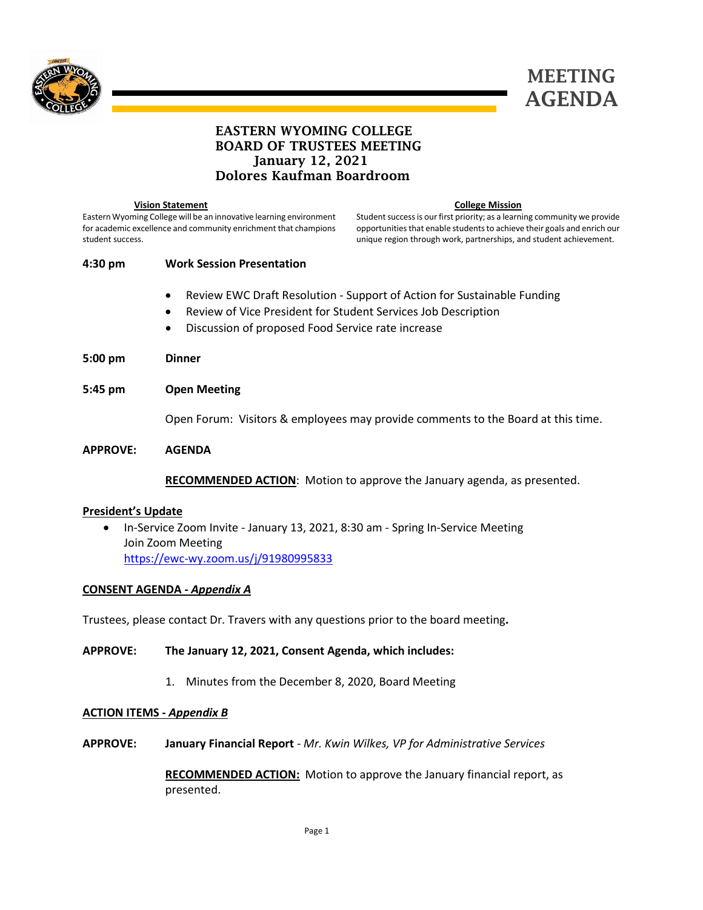# MEETING AGENDA

## EASTERN WYOMING COLLEGE
## BOARD OF TRUSTEES MEETING
## January 12, 2021
## Dolores Kaufman Boardroom

**Vision Statement**

Eastern Wyoming College will be an innovative learning environment for academic excellence and community enrichment that champions student success.

**College Mission**

Student success is our first priority; as a learning community we provide opportunities that enable students to achieve their goals and enrich our unique region through work, partnerships, and student achievement.

**4:30 pm** **Work Session Presentation**

- Review EWC Draft Resolution - Support of Action for Sustainable Funding
- Review of Vice President for Student Services Job Description
- Discussion of proposed Food Service rate increase

**5:00 pm** **Dinner**

**5:45 pm** **Open Meeting**

Open Forum: Visitors & employees may provide comments to the Board at this time.

**APPROVE:** **AGENDA**

**RECOMMENDED ACTION**: Motion to approve the January agenda, as presented.

**President's Update**

- In-Service Zoom Invite - January 13, 2021, 8:30 am - Spring In-Service Meeting
  Join Zoom Meeting
  https://ewc-wy.zoom.us/j/91980995833

**CONSENT AGENDA - *Appendix A***

Trustees, please contact Dr. Travers with any questions prior to the board meeting**.**

**APPROVE:** **The January 12, 2021, Consent Agenda, which includes:**

1. Minutes from the December 8, 2020, Board Meeting

**ACTION ITEMS - *Appendix B***

**APPROVE:** **January Financial Report** - *Mr. Kwin Wilkes, VP for Administrative Services*

**RECOMMENDED ACTION:** Motion to approve the January financial report, as presented.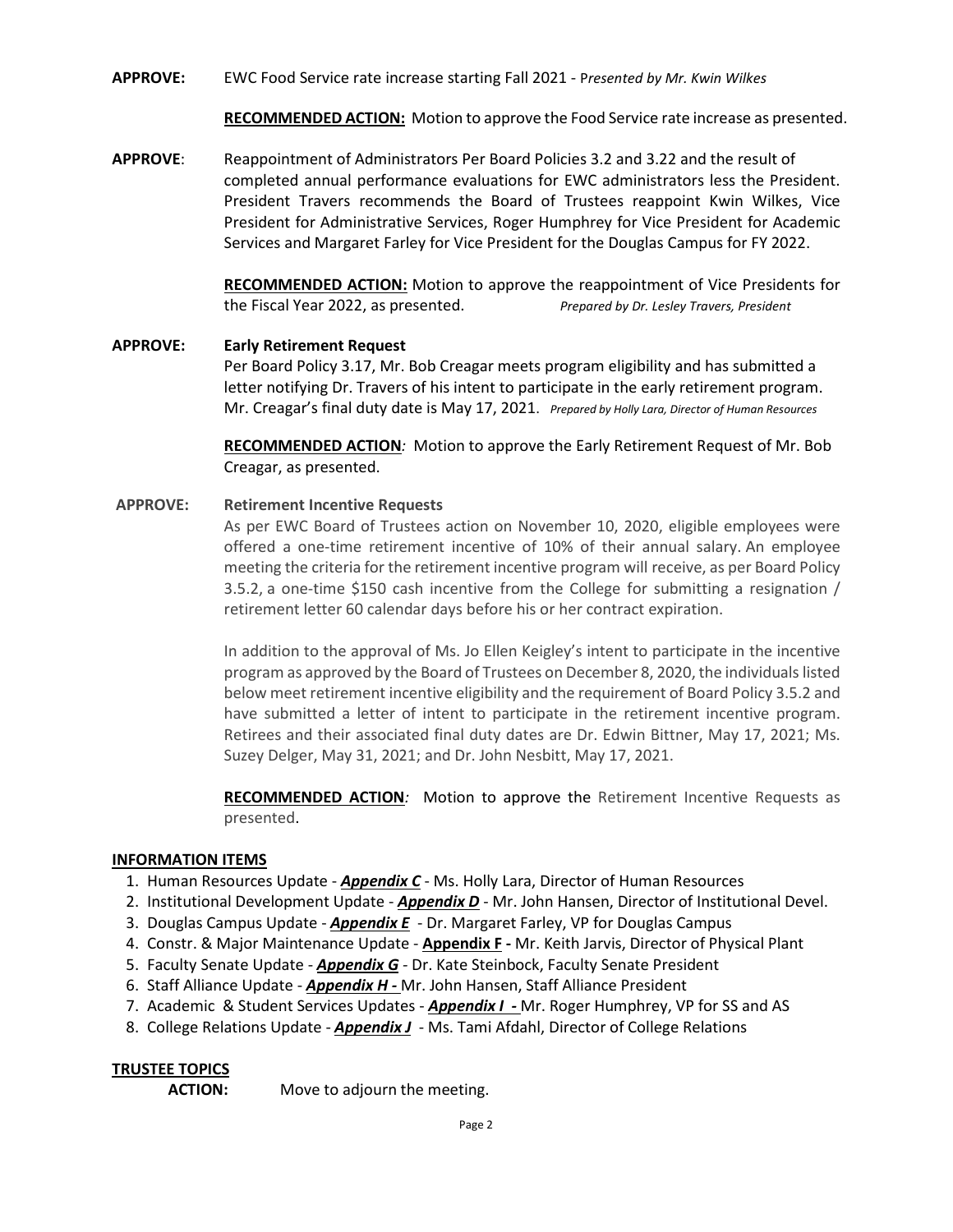**APPROVE:** EWC Food Service rate increase starting Fall 2021 - P*resented by Mr. Kwin Wilkes*

**RECOMMENDED ACTION:** Motion to approve the Food Service rate increase as presented.

**APPROVE**: Reappointment of Administrators Per Board Policies 3.2 and 3.22 and the result of completed annual performance evaluations for EWC administrators less the President. President Travers recommends the Board of Trustees reappoint Kwin Wilkes, Vice President for Administrative Services, Roger Humphrey for Vice President for Academic Services and Margaret Farley for Vice President for the Douglas Campus for FY 2022.

**RECOMMENDED ACTION:** Motion to approve the reappointment of Vice Presidents for the Fiscal Year 2022, as presented. *Prepared by Dr. Lesley Travers, President*

**APPROVE: Early Retirement Request**

Per Board Policy 3.17, Mr. Bob Creagar meets program eligibility and has submitted a letter notifying Dr. Travers of his intent to participate in the early retirement program. Mr. Creagar's final duty date is May 17, 2021. *Prepared by Holly Lara, Director of Human Resources*

**RECOMMENDED ACTION***:* Motion to approve the Early Retirement Request of Mr. Bob Creagar, as presented.

**APPROVE: Retirement Incentive Requests**

As per EWC Board of Trustees action on November 10, 2020, eligible employees were offered a one-time retirement incentive of 10% of their annual salary. An employee meeting the criteria for the retirement incentive program will receive, as per Board Policy 3.5.2, a one-time $150 cash incentive from the College for submitting a resignation / retirement letter 60 calendar days before his or her contract expiration.

In addition to the approval of Ms. Jo Ellen Keigley's intent to participate in the incentive program as approved by the Board of Trustees on December 8, 2020, the individuals listed below meet retirement incentive eligibility and the requirement of Board Policy 3.5.2 and have submitted a letter of intent to participate in the retirement incentive program. Retirees and their associated final duty dates are Dr. Edwin Bittner, May 17, 2021; Ms. Suzey Delger, May 31, 2021; and Dr. John Nesbitt, May 17, 2021.

**RECOMMENDED ACTION***:* Motion to approve the Retirement Incentive Requests as presented.

## INFORMATION ITEMS

1. Human Resources Update - ***Appendix C*** - Ms. Holly Lara, Director of Human Resources
2. Institutional Development Update - ***Appendix D*** - Mr. John Hansen, Director of Institutional Devel.
3. Douglas Campus Update - ***Appendix E*** - Dr. Margaret Farley, VP for Douglas Campus
4. Constr. & Major Maintenance Update - **Appendix F -** Mr. Keith Jarvis, Director of Physical Plant
5. Faculty Senate Update - ***Appendix G*** - Dr. Kate Steinbock, Faculty Senate President
6. Staff Alliance Update - ***Appendix H -*** Mr. John Hansen, Staff Alliance President
7. Academic & Student Services Updates - ***Appendix I -*** Mr. Roger Humphrey, VP for SS and AS
8. College Relations Update - ***Appendix J*** - Ms. Tami Afdahl, Director of College Relations

## TRUSTEE TOPICS

**ACTION:** Move to adjourn the meeting.